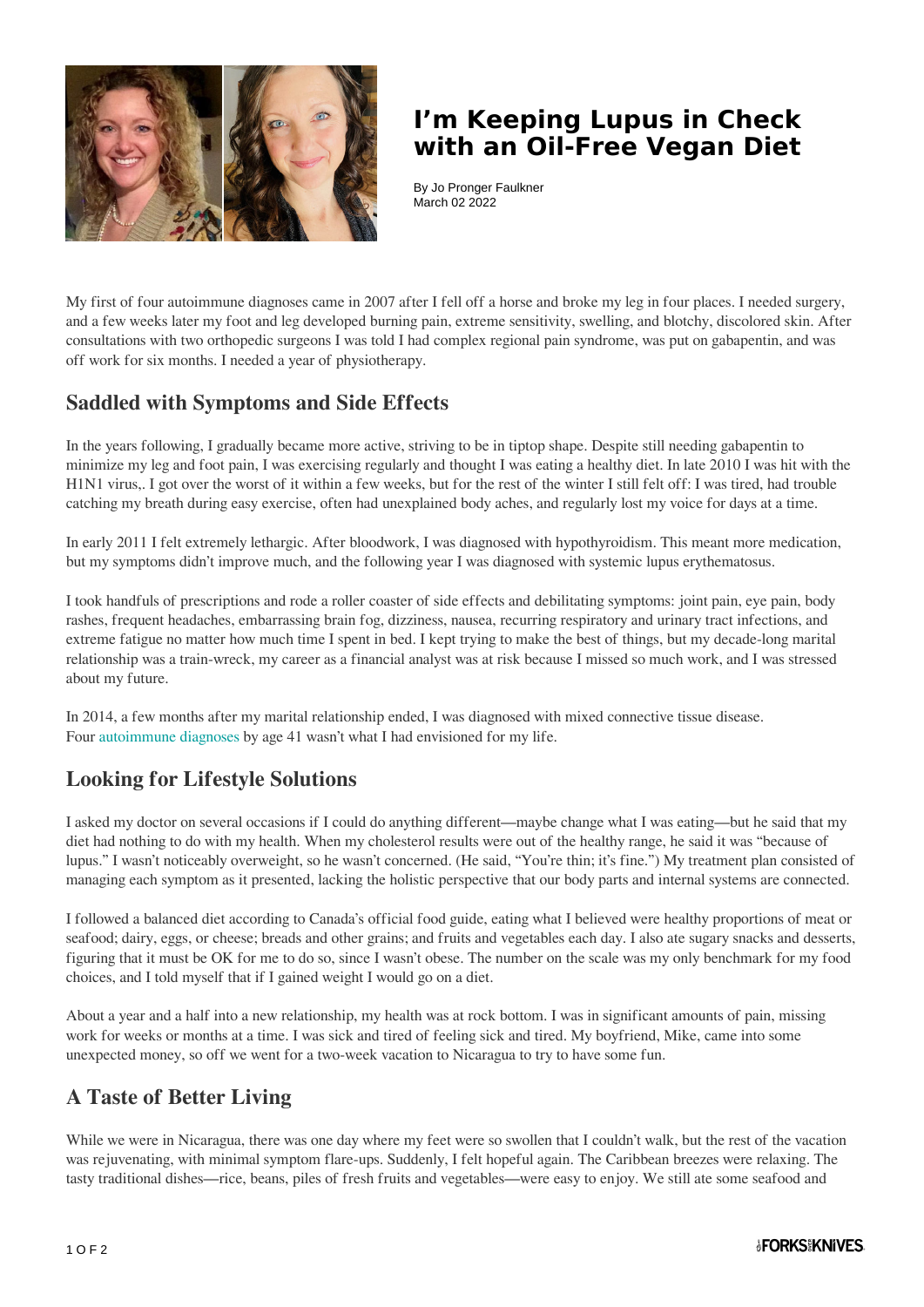# I'm Keeping Lupus in Check with an Oil-Free Vegan Diet

By Jo Pronger Faulkner
March 02 2022

My first of four autoimmune diagnoses came in 2007 after I fell off a horse and broke my leg in four places. I needed surgery, and a few weeks later my foot and leg developed burning pain, extreme sensitivity, swelling, and blotchy, discolored skin. After consultations with two orthopedic surgeons I was told I had complex regional pain syndrome, was put on gabapentin, and was off work for six months. I needed a year of physiotherapy.

## Saddled with Symptoms and Side Effects

In the years following, I gradually became more active, striving to be in tiptop shape. Despite still needing gabapentin to minimize my leg and foot pain, I was exercising regularly and thought I was eating a healthy diet. In late 2010 I was hit with the H1N1 virus,. I got over the worst of it within a few weeks, but for the rest of the winter I still felt off: I was tired, had trouble catching my breath during easy exercise, often had unexplained body aches, and regularly lost my voice for days at a time.

In early 2011 I felt extremely lethargic. After bloodwork, I was diagnosed with hypothyroidism. This meant more medication, but my symptoms didn't improve much, and the following year I was diagnosed with systemic lupus erythematosus.

I took handfuls of prescriptions and rode a roller coaster of side effects and debilitating symptoms: joint pain, eye pain, body rashes, frequent headaches, embarrassing brain fog, dizziness, nausea, recurring respiratory and urinary tract infections, and extreme fatigue no matter how much time I spent in bed. I kept trying to make the best of things, but my decade-long marital relationship was a train-wreck, my career as a financial analyst was at risk because I missed so much work, and I was stressed about my future.

In 2014, a few months after my marital relationship ended, I was diagnosed with mixed connective tissue disease. Four autoimmune diagnoses by age 41 wasn't what I had envisioned for my life.

## Looking for Lifestyle Solutions

I asked my doctor on several occasions if I could do anything different—maybe change what I was eating—but he said that my diet had nothing to do with my health. When my cholesterol results were out of the healthy range, he said it was "because of lupus." I wasn't noticeably overweight, so he wasn't concerned. (He said, "You're thin; it's fine.") My treatment plan consisted of managing each symptom as it presented, lacking the holistic perspective that our body parts and internal systems are connected.

I followed a balanced diet according to Canada's official food guide, eating what I believed were healthy proportions of meat or seafood; dairy, eggs, or cheese; breads and other grains; and fruits and vegetables each day. I also ate sugary snacks and desserts, figuring that it must be OK for me to do so, since I wasn't obese. The number on the scale was my only benchmark for my food choices, and I told myself that if I gained weight I would go on a diet.

About a year and a half into a new relationship, my health was at rock bottom. I was in significant amounts of pain, missing work for weeks or months at a time. I was sick and tired of feeling sick and tired. My boyfriend, Mike, came into some unexpected money, so off we went for a two-week vacation to Nicaragua to try to have some fun.

## A Taste of Better Living

While we were in Nicaragua, there was one day where my feet were so swollen that I couldn't walk, but the rest of the vacation was rejuvenating, with minimal symptom flare-ups. Suddenly, I felt hopeful again. The Caribbean breezes were relaxing. The tasty traditional dishes—rice, beans, piles of fresh fruits and vegetables—were easy to enjoy. We still ate some seafood and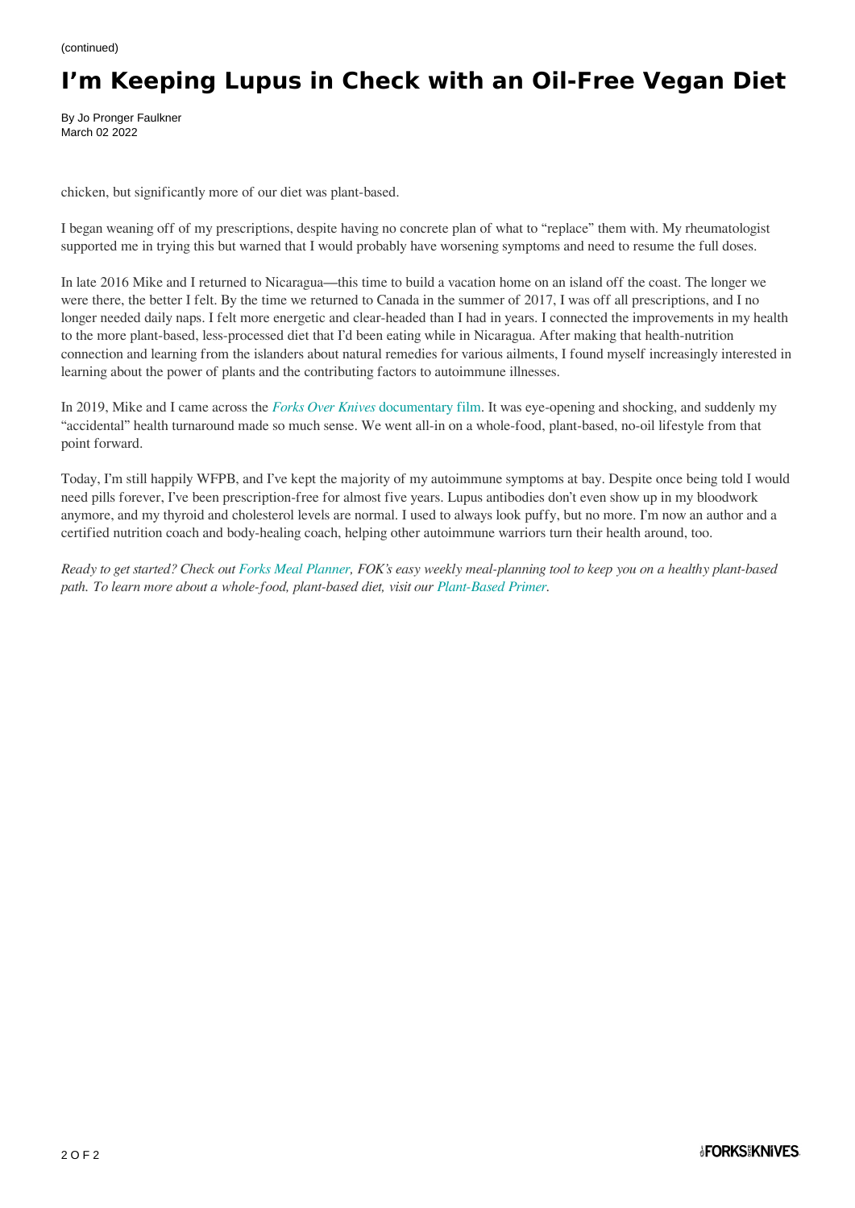(continued)

# I'm Keeping Lupus in Check with an Oil-Free Vegan Diet

By Jo Pronger Faulkner
March 02 2022

chicken, but significantly more of our diet was plant-based.

I began weaning off of my prescriptions, despite having no concrete plan of what to "replace" them with. My rheumatologist supported me in trying this but warned that I would probably have worsening symptoms and need to resume the full doses.

In late 2016 Mike and I returned to Nicaragua—this time to build a vacation home on an island off the coast. The longer we were there, the better I felt. By the time we returned to Canada in the summer of 2017, I was off all prescriptions, and I no longer needed daily naps. I felt more energetic and clear-headed than I had in years. I connected the improvements in my health to the more plant-based, less-processed diet that I'd been eating while in Nicaragua. After making that health-nutrition connection and learning from the islanders about natural remedies for various ailments, I found myself increasingly interested in learning about the power of plants and the contributing factors to autoimmune illnesses.

In 2019, Mike and I came across the *Forks Over Knives* documentary film. It was eye-opening and shocking, and suddenly my "accidental" health turnaround made so much sense. We went all-in on a whole-food, plant-based, no-oil lifestyle from that point forward.

Today, I'm still happily WFPB, and I've kept the majority of my autoimmune symptoms at bay. Despite once being told I would need pills forever, I've been prescription-free for almost five years. Lupus antibodies don't even show up in my bloodwork anymore, and my thyroid and cholesterol levels are normal. I used to always look puffy, but no more. I'm now an author and a certified nutrition coach and body-healing coach, helping other autoimmune warriors turn their health around, too.

*Ready to get started? Check out Forks Meal Planner, FOK's easy weekly meal-planning tool to keep you on a healthy plant-based path. To learn more about a whole-food, plant-based diet, visit our Plant-Based Primer.*